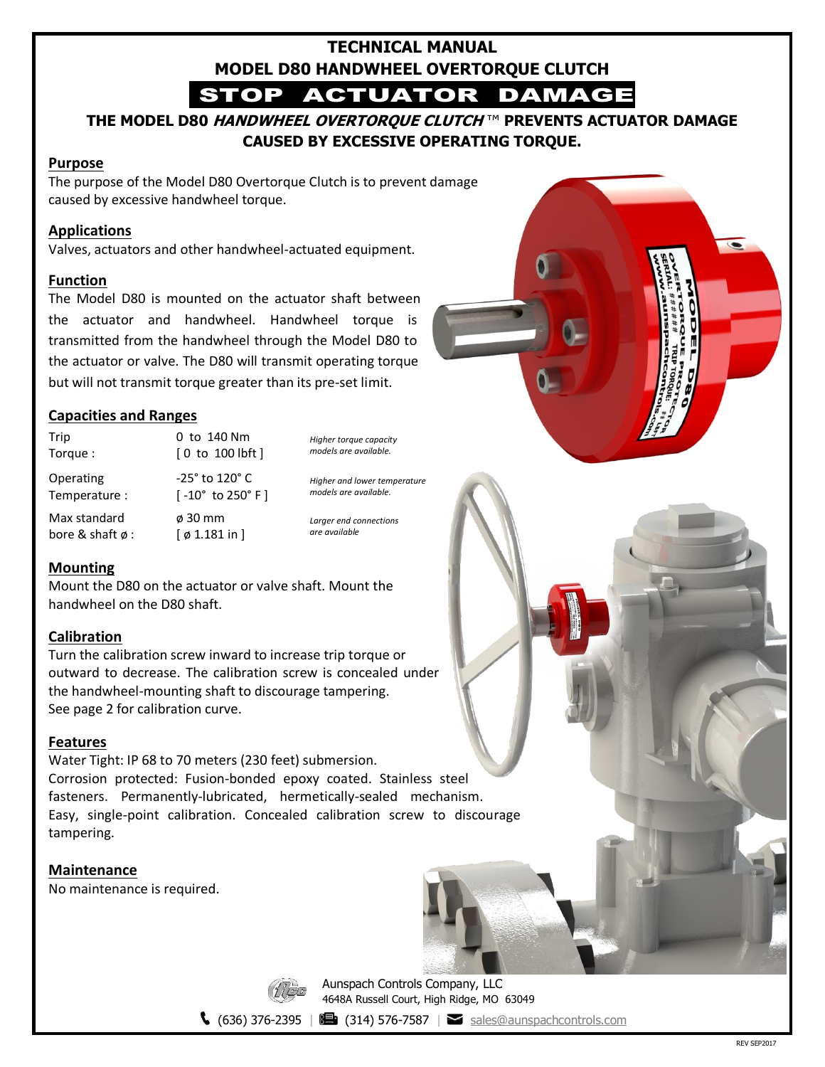# TECHNICAL MANUAL
# MODEL D80 HANDWHEEL OVERTORQUE CLUTCH

## STOP ACTUATOR DAMAGE

**THE MODEL D80 *HANDWHEEL OVERTORQUE CLUTCH* ™ PREVENTS ACTUATOR DAMAGE CAUSED BY EXCESSIVE OPERATING TORQUE.**

### Purpose

The purpose of the Model D80 Overtorque Clutch is to prevent damage caused by excessive handwheel torque.

### Applications

Valves, actuators and other handwheel-actuated equipment.

### Function

The Model D80 is mounted on the actuator shaft between the actuator and handwheel. Handwheel torque is transmitted from the handwheel through the Model D80 to the actuator or valve. The D80 will transmit operating torque but will not transmit torque greater than its pre-set limit.

### Capacities and Ranges

| | | |
|---|---|---|
| Trip Torque : | 0 to 140 Nm [ 0 to 100 lbft ] | *Higher torque capacity models are available.* |
| Operating Temperature : | -25° to 120° C [ -10° to 250° F ] | *Higher and lower temperature models are available.* |
| Max standard bore & shaft ø : | ø 30 mm [ ø 1.181 in ] | *Larger end connections are available* |

### Mounting

Mount the D80 on the actuator or valve shaft. Mount the handwheel on the D80 shaft.

### Calibration

Turn the calibration screw inward to increase trip torque or outward to decrease. The calibration screw is concealed under the handwheel-mounting shaft to discourage tampering.
See page 2 for calibration curve.

### Features

Water Tight: IP 68 to 70 meters (230 feet) submersion.
Corrosion protected: Fusion-bonded epoxy coated. Stainless steel fasteners. Permanently-lubricated, hermetically-sealed mechanism.
Easy, single-point calibration. Concealed calibration screw to discourage tampering.

### Maintenance

No maintenance is required.

Aunspach Controls Company, LLC
4648A Russell Court, High Ridge, MO 63049
(636) 376-2395 | (314) 576-7587 | sales@aunspachcontrols.com

REV SEP2017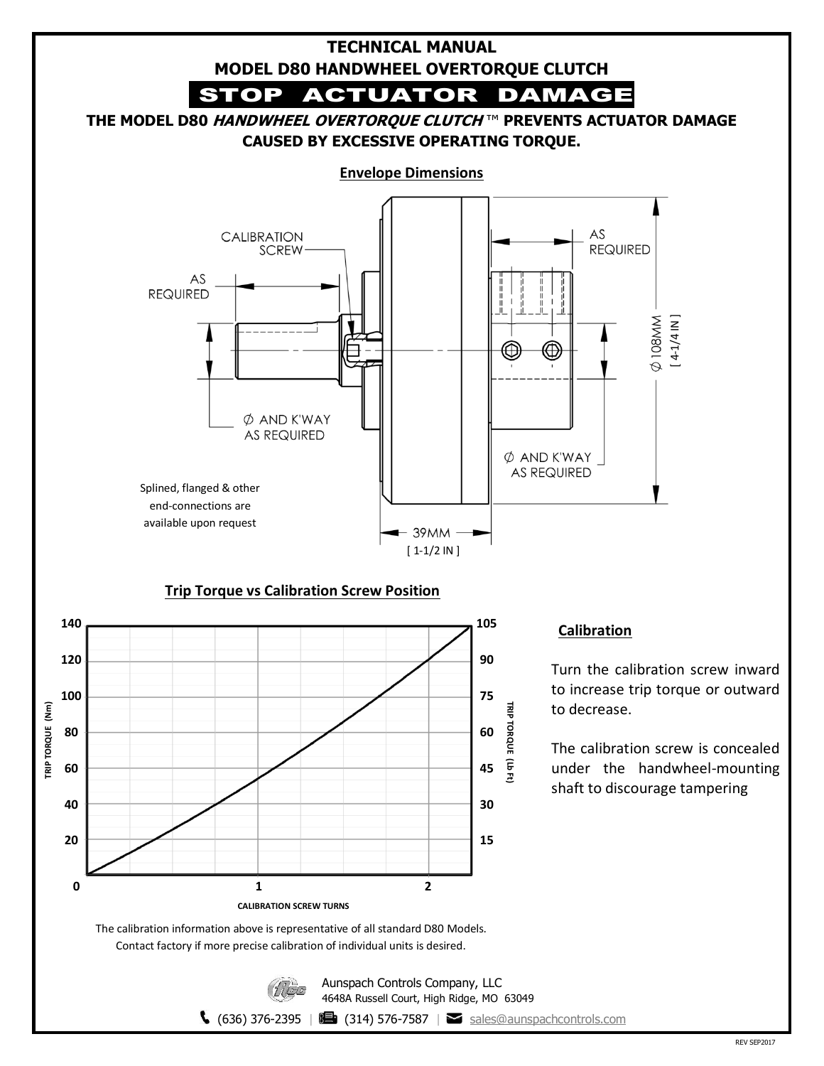# TECHNICAL MANUAL

## MODEL D80 HANDWHEEL OVERTORQUE CLUTCH

**STOP ACTUATOR DAMAGE**

**THE MODEL D80 *HANDWHEEL OVERTORQUE CLUTCH* ™ PREVENTS ACTUATOR DAMAGE CAUSED BY EXCESSIVE OPERATING TORQUE.**

### Envelope Dimensions

CALIBRATION SCREW

AS REQUIRED

AS REQUIRED

Ø AND K'WAY AS REQUIRED

Ø AND K'WAY AS REQUIRED

Ø 108MM [ 4-1/4 IN ]

39MM [ 1-1/2 IN ]

Splined, flanged & other end-connections are available upon request

### Trip Torque vs Calibration Screw Position

TRIP TORQUE (Nm)

0
20
40
60
80
100
120
140

TRIP TORQUE (Lb Ft)

15
30
45
60
75
90
105

CALIBRATION SCREW TURNS

0
1
2

The calibration information above is representative of all standard D80 Models. Contact factory if more precise calibration of individual units is desired.

### Calibration

Turn the calibration screw inward to increase trip torque or outward to decrease.

The calibration screw is concealed under the handwheel-mounting shaft to discourage tampering

Aunspach Controls Company, LLC
4648A Russell Court, High Ridge, MO 63049

(636) 376-2395 | (314) 576-7587 | sales@aunspachcontrols.com

REV SEP2017